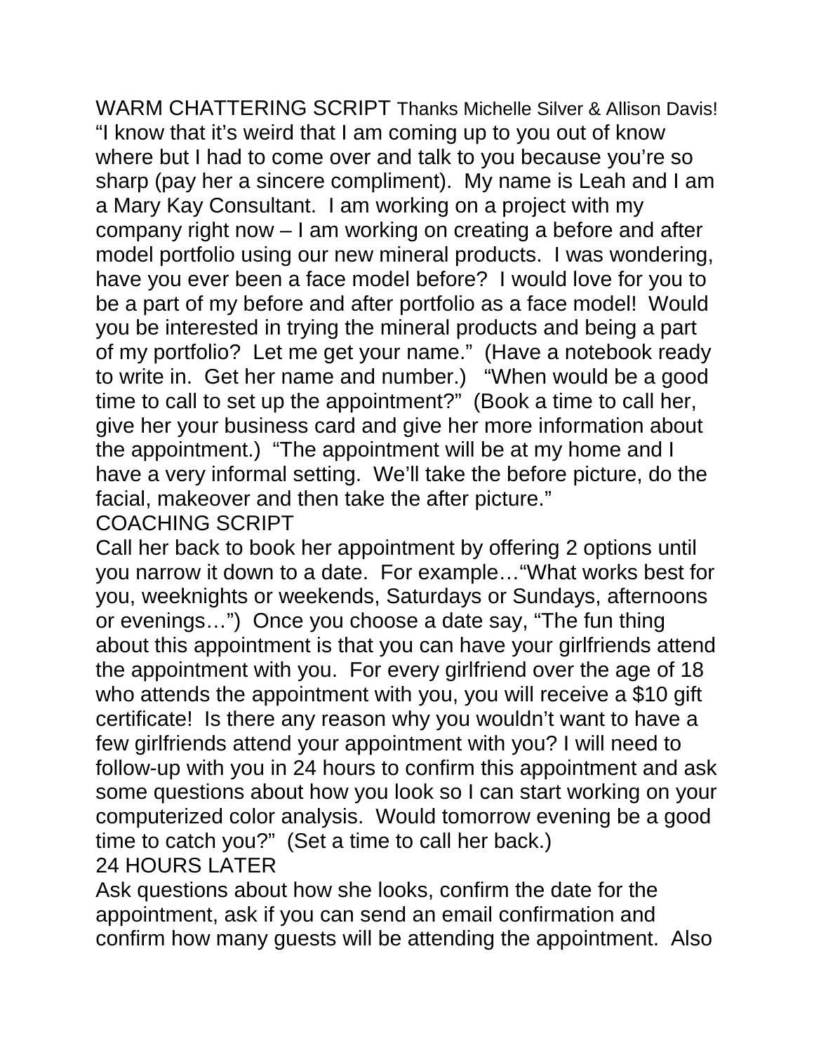## WARM CHATTERING SCRIPT Thanks Michelle Silver & Allison Davis!

"I know that it's weird that I am coming up to you out of know where but I had to come over and talk to you because you're so sharp (pay her a sincere compliment). My name is Leah and I am a Mary Kay Consultant. I am working on a project with my company right now – I am working on creating a before and after model portfolio using our new mineral products. I was wondering, have you ever been a face model before? I would love for you to be a part of my before and after portfolio as a face model! Would you be interested in trying the mineral products and being a part of my portfolio? Let me get your name." (Have a notebook ready to write in. Get her name and number.) "When would be a good time to call to set up the appointment?" (Book a time to call her, give her your business card and give her more information about the appointment.) "The appointment will be at my home and I have a very informal setting. We'll take the before picture, do the facial, makeover and then take the after picture."

## COACHING SCRIPT

Call her back to book her appointment by offering 2 options until you narrow it down to a date. For example…"What works best for you, weeknights or weekends, Saturdays or Sundays, afternoons or evenings…") Once you choose a date say, "The fun thing about this appointment is that you can have your girlfriends attend the appointment with you. For every girlfriend over the age of 18 who attends the appointment with you, you will receive a $10 gift certificate! Is there any reason why you wouldn't want to have a few girlfriends attend your appointment with you? I will need to follow-up with you in 24 hours to confirm this appointment and ask some questions about how you look so I can start working on your computerized color analysis. Would tomorrow evening be a good time to catch you?" (Set a time to call her back.)

## 24 HOURS LATER

Ask questions about how she looks, confirm the date for the appointment, ask if you can send an email confirmation and confirm how many guests will be attending the appointment. Also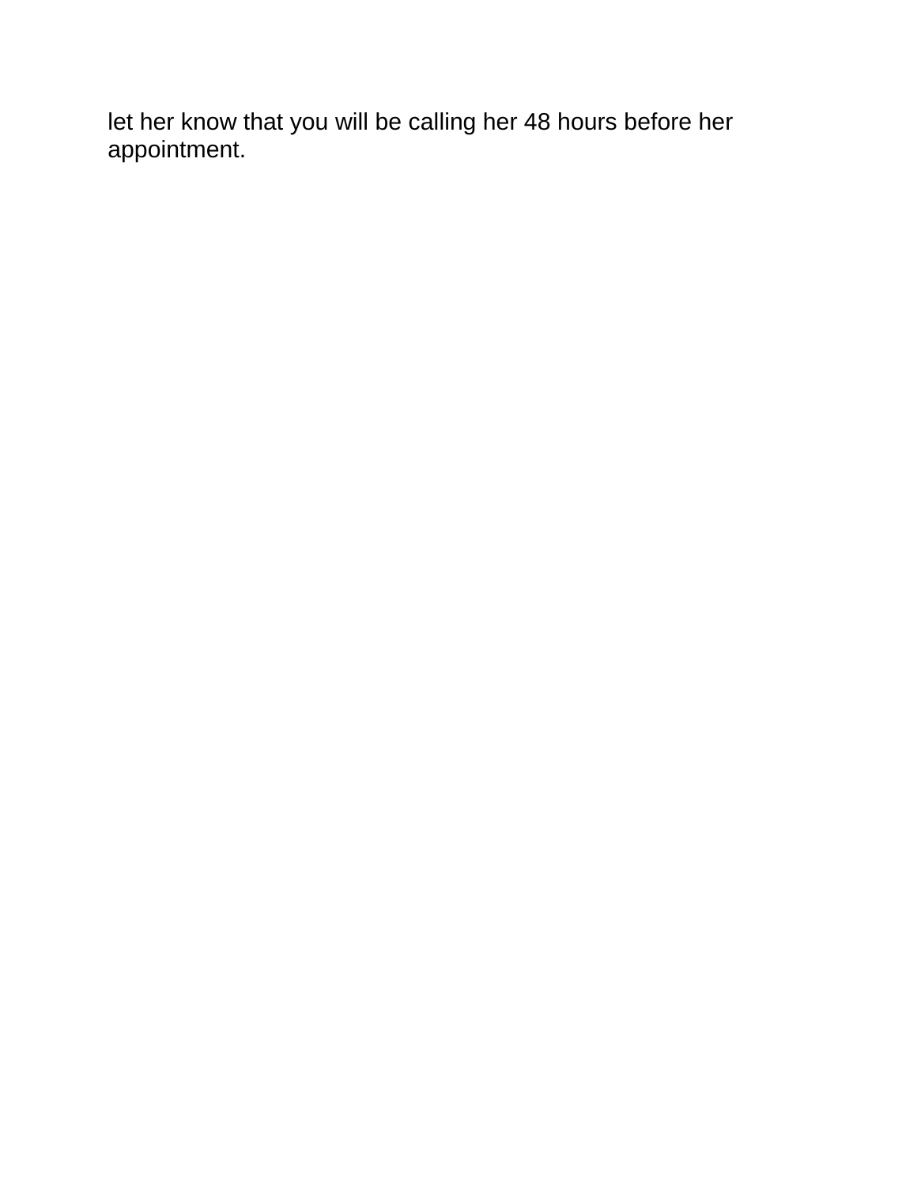let her know that you will be calling her 48 hours before her appointment.